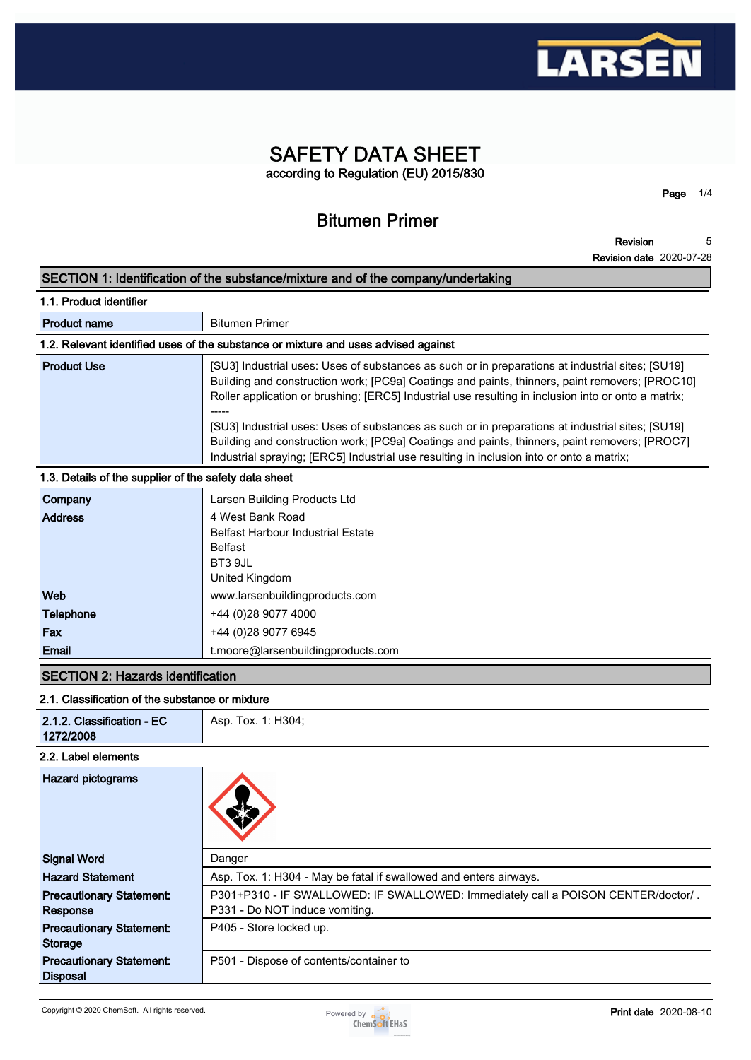# SAFETY DATA SHEET

according to Regulation (EU) 2015/830

## Bitumen Primer

**Revision** 5
**Revision date** 2020-07-28

## SECTION 1: Identification of the substance/mixture and of the company/undertaking

### 1.1. Product identifier

| | |
|---|---|
| **Product name** | Bitumen Primer |

### 1.2. Relevant identified uses of the substance or mixture and uses advised against

| | |
|---|---|
| **Product Use** | [SU3] Industrial uses: Uses of substances as such or in preparations at industrial sites; [SU19] Building and construction work; [PC9a] Coatings and paints, thinners, paint removers; [PROC10] Roller application or brushing; [ERC5] Industrial use resulting in inclusion into or onto a matrix; ----- [SU3] Industrial uses: Uses of substances as such or in preparations at industrial sites; [SU19] Building and construction work; [PC9a] Coatings and paints, thinners, paint removers; [PROC7] Industrial spraying; [ERC5] Industrial use resulting in inclusion into or onto a matrix; |

### 1.3. Details of the supplier of the safety data sheet

| | |
|---|---|
| **Company** | Larsen Building Products Ltd |
| **Address** | 4 West Bank Road<br>Belfast Harbour Industrial Estate<br>Belfast<br>BT3 9JL<br>United Kingdom |
| **Web** | www.larsenbuildingproducts.com |
| **Telephone** | +44 (0)28 9077 4000 |
| **Fax** | +44 (0)28 9077 6945 |
| **Email** | t.moore@larsenbuildingproducts.com |

## SECTION 2: Hazards identification

### 2.1. Classification of the substance or mixture

| | |
|---|---|
| **2.1.2. Classification - EC 1272/2008** | Asp. Tox. 1: H304; |

### 2.2. Label elements

| | |
|---|---|
| **Hazard pictograms** | |
| **Signal Word** | Danger |
| **Hazard Statement** | Asp. Tox. 1: H304 - May be fatal if swallowed and enters airways. |
| **Precautionary Statement: Response** | P301+P310 - IF SWALLOWED: Immediately call a POISON CENTER/doctor/ . P331 - Do NOT induce vomiting. |
| **Precautionary Statement: Storage** | P405 - Store locked up. |
| **Precautionary Statement: Disposal** | P501 - Dispose of contents/container to |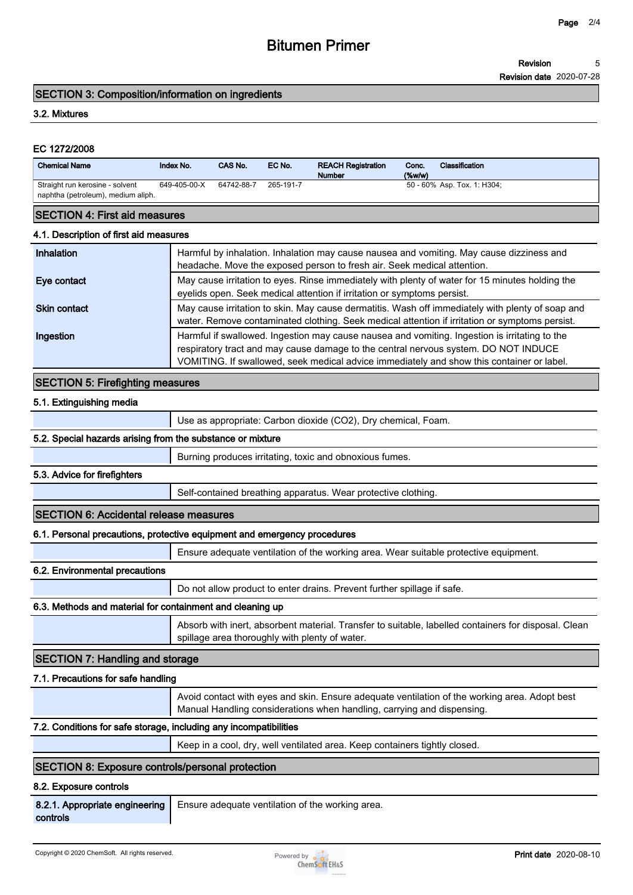## SECTION 3: Composition/information on ingredients

### 3.2. Mixtures

**EC 1272/2008**

| Chemical Name | Index No. | CAS No. | EC No. | REACH Registration Number | Conc. (%w/w) | Classification |
|---|---|---|---|---|---|---|
| Straight run kerosine - solvent naphtha (petroleum), medium aliph. | 649-405-00-X | 64742-88-7 | 265-191-7 | | 50 - 60% | Asp. Tox. 1: H304; |

## SECTION 4: First aid measures

### 4.1. Description of first aid measures

| | |
|---|---|
| **Inhalation** | Harmful by inhalation. Inhalation may cause nausea and vomiting. May cause dizziness and headache. Move the exposed person to fresh air. Seek medical attention. |
| **Eye contact** | May cause irritation to eyes. Rinse immediately with plenty of water for 15 minutes holding the eyelids open. Seek medical attention if irritation or symptoms persist. |
| **Skin contact** | May cause irritation to skin. May cause dermatitis. Wash off immediately with plenty of soap and water. Remove contaminated clothing. Seek medical attention if irritation or symptoms persist. |
| **Ingestion** | Harmful if swallowed. Ingestion may cause nausea and vomiting. Ingestion is irritating to the respiratory tract and may cause damage to the central nervous system. DO NOT INDUCE VOMITING. If swallowed, seek medical advice immediately and show this container or label. |

## SECTION 5: Firefighting measures

### 5.1. Extinguishing media

Use as appropriate: Carbon dioxide ($CO_2$), Dry chemical, Foam.

### 5.2. Special hazards arising from the substance or mixture

Burning produces irritating, toxic and obnoxious fumes.

### 5.3. Advice for firefighters

Self-contained breathing apparatus. Wear protective clothing.

## SECTION 6: Accidental release measures

### 6.1. Personal precautions, protective equipment and emergency procedures

Ensure adequate ventilation of the working area. Wear suitable protective equipment.

### 6.2. Environmental precautions

Do not allow product to enter drains. Prevent further spillage if safe.

### 6.3. Methods and material for containment and cleaning up

Absorb with inert, absorbent material. Transfer to suitable, labelled containers for disposal. Clean spillage area thoroughly with plenty of water.

## SECTION 7: Handling and storage

### 7.1. Precautions for safe handling

Avoid contact with eyes and skin. Ensure adequate ventilation of the working area. Adopt best Manual Handling considerations when handling, carrying and dispensing.

### 7.2. Conditions for safe storage, including any incompatibilities

Keep in a cool, dry, well ventilated area. Keep containers tightly closed.

## SECTION 8: Exposure controls/personal protection

### 8.2. Exposure controls

| | |
|---|---|
| **8.2.1. Appropriate engineering controls** | Ensure adequate ventilation of the working area. |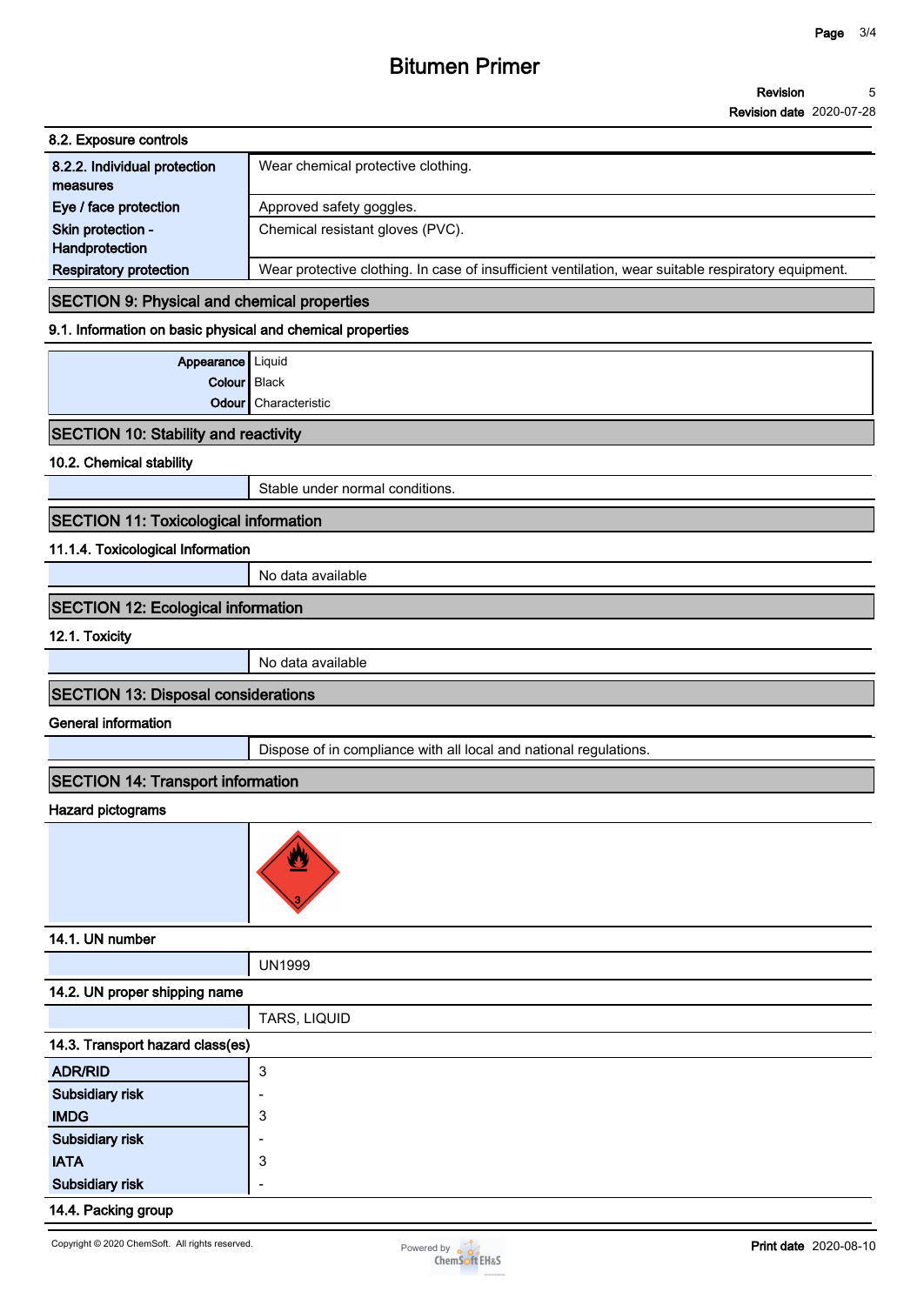### 8.2. Exposure controls

| | |
|---|---|
| **8.2.2. Individual protection measures** | Wear chemical protective clothing. |
| **Eye / face protection** | Approved safety goggles. |
| **Skin protection - Handprotection** | Chemical resistant gloves (PVC). |
| **Respiratory protection** | Wear protective clothing. In case of insufficient ventilation, wear suitable respiratory equipment. |

## SECTION 9: Physical and chemical properties

### 9.1. Information on basic physical and chemical properties

| | |
|---|---|
| **Appearance** | Liquid |
| **Colour** | Black |
| **Odour** | Characteristic |

## SECTION 10: Stability and reactivity

### 10.2. Chemical stability

Stable under normal conditions.

## SECTION 11: Toxicological information

### 11.1.4. Toxicological Information

No data available

## SECTION 12: Ecological information

### 12.1. Toxicity

No data available

## SECTION 13: Disposal considerations

### General information

Dispose of in compliance with all local and national regulations.

## SECTION 14: Transport information

### Hazard pictograms

### 14.1. UN number

UN1999

### 14.2. UN proper shipping name

TARS, LIQUID

### 14.3. Transport hazard class(es)

| | |
|---|---|
| **ADR/RID** | 3 |
| **Subsidiary risk** | - |
| **IMDG** | 3 |
| **Subsidiary risk** | - |
| **IATA** | 3 |
| **Subsidiary risk** | - |

### 14.4. Packing group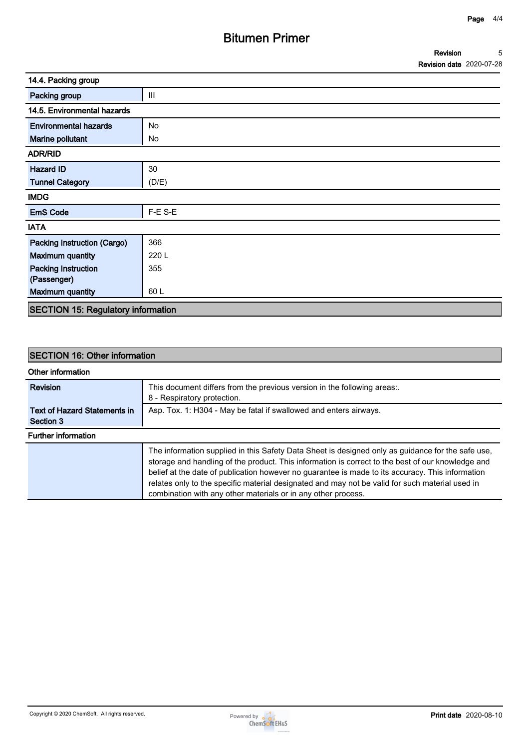### 14.4. Packing group

| | |
|---|---|
| Packing group | III |

### 14.5. Environmental hazards

| | |
|---|---|
| Environmental hazards | No |
| Marine pollutant | No |

### ADR/RID

| | |
|---|---|
| Hazard ID | 30 |
| Tunnel Category | (D/E) |

### IMDG

| | |
|---|---|
| EmS Code | F-E S-E |

### IATA

| | |
|---|---|
| Packing Instruction (Cargo) | 366 |
| Maximum quantity | 220 L |
| Packing Instruction (Passenger) | 355 |
| Maximum quantity | 60 L |

## SECTION 15: Regulatory information

## SECTION 16: Other information

### Other information

| | |
|---|---|
| Revision | This document differs from the previous version in the following areas:.<br>8 - Respiratory protection. |
| Text of Hazard Statements in Section 3 | Asp. Tox. 1: H304 - May be fatal if swallowed and enters airways. |

### Further information

| | |
|---|---|
| | The information supplied in this Safety Data Sheet is designed only as guidance for the safe use, storage and handling of the product. This information is correct to the best of our knowledge and belief at the date of publication however no guarantee is made to its accuracy. This information relates only to the specific material designated and may not be valid for such material used in combination with any other materials or in any other process. |